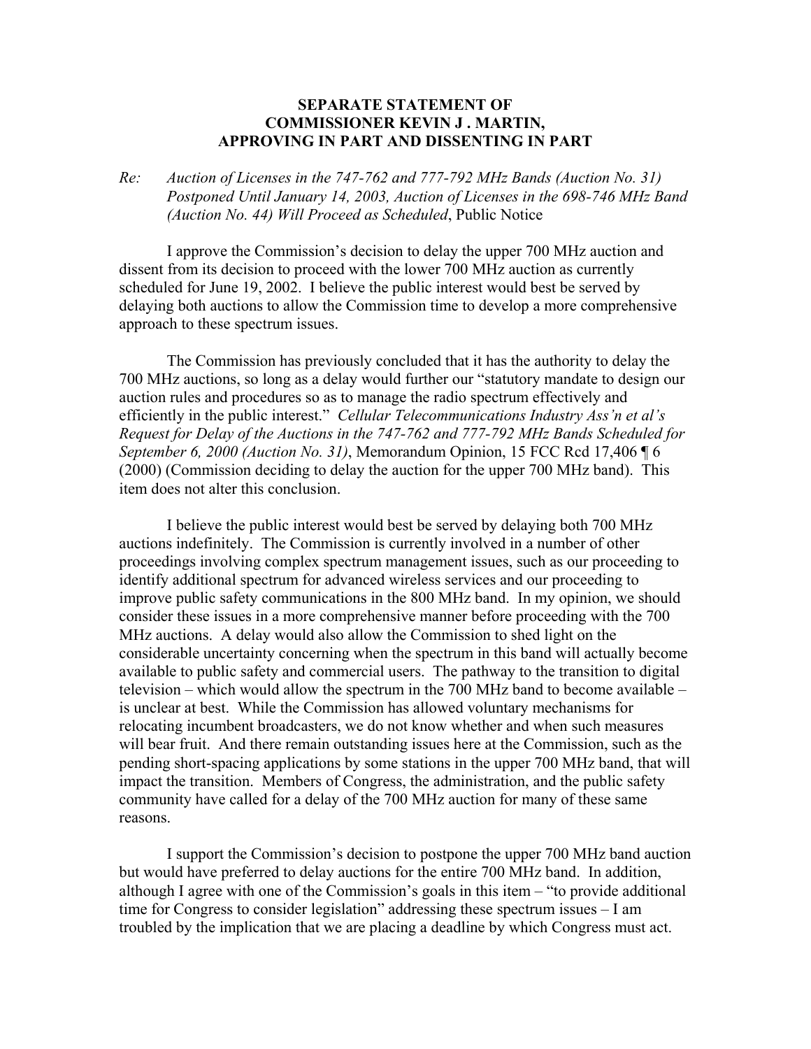**SEPARATE STATEMENT OF**
**COMMISSIONER KEVIN J . MARTIN,**
**APPROVING IN PART AND DISSENTING IN PART**

*Re: Auction of Licenses in the 747-762 and 777-792 MHz Bands (Auction No. 31) Postponed Until January 14, 2003, Auction of Licenses in the 698-746 MHz Band (Auction No. 44) Will Proceed as Scheduled*, Public Notice

I approve the Commission's decision to delay the upper 700 MHz auction and dissent from its decision to proceed with the lower 700 MHz auction as currently scheduled for June 19, 2002. I believe the public interest would best be served by delaying both auctions to allow the Commission time to develop a more comprehensive approach to these spectrum issues.

The Commission has previously concluded that it has the authority to delay the 700 MHz auctions, so long as a delay would further our "statutory mandate to design our auction rules and procedures so as to manage the radio spectrum effectively and efficiently in the public interest." *Cellular Telecommunications Industry Ass'n et al's Request for Delay of the Auctions in the 747-762 and 777-792 MHz Bands Scheduled for September 6, 2000 (Auction No. 31)*, Memorandum Opinion, 15 FCC Rcd 17,406 ¶ 6 (2000) (Commission deciding to delay the auction for the upper 700 MHz band). This item does not alter this conclusion.

I believe the public interest would best be served by delaying both 700 MHz auctions indefinitely. The Commission is currently involved in a number of other proceedings involving complex spectrum management issues, such as our proceeding to identify additional spectrum for advanced wireless services and our proceeding to improve public safety communications in the 800 MHz band. In my opinion, we should consider these issues in a more comprehensive manner before proceeding with the 700 MHz auctions. A delay would also allow the Commission to shed light on the considerable uncertainty concerning when the spectrum in this band will actually become available to public safety and commercial users. The pathway to the transition to digital television – which would allow the spectrum in the 700 MHz band to become available – is unclear at best. While the Commission has allowed voluntary mechanisms for relocating incumbent broadcasters, we do not know whether and when such measures will bear fruit. And there remain outstanding issues here at the Commission, such as the pending short-spacing applications by some stations in the upper 700 MHz band, that will impact the transition. Members of Congress, the administration, and the public safety community have called for a delay of the 700 MHz auction for many of these same reasons.

I support the Commission's decision to postpone the upper 700 MHz band auction but would have preferred to delay auctions for the entire 700 MHz band. In addition, although I agree with one of the Commission's goals in this item – "to provide additional time for Congress to consider legislation" addressing these spectrum issues – I am troubled by the implication that we are placing a deadline by which Congress must act.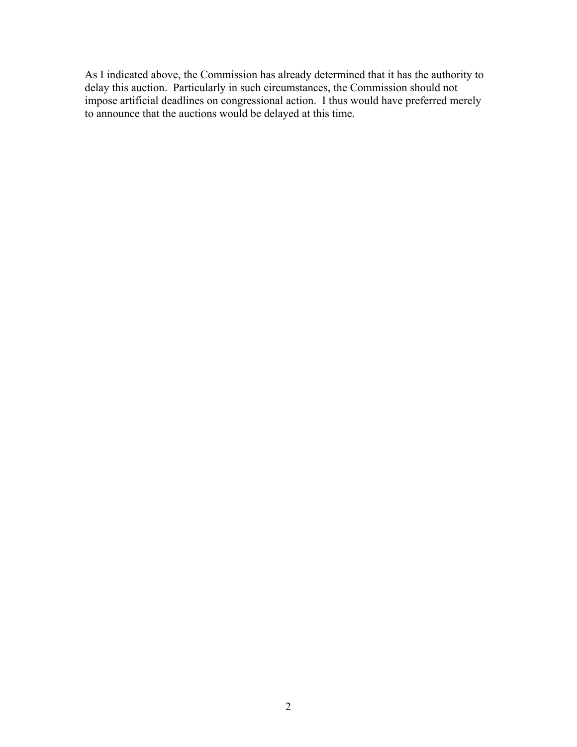As I indicated above, the Commission has already determined that it has the authority to delay this auction. Particularly in such circumstances, the Commission should not impose artificial deadlines on congressional action. I thus would have preferred merely to announce that the auctions would be delayed at this time.